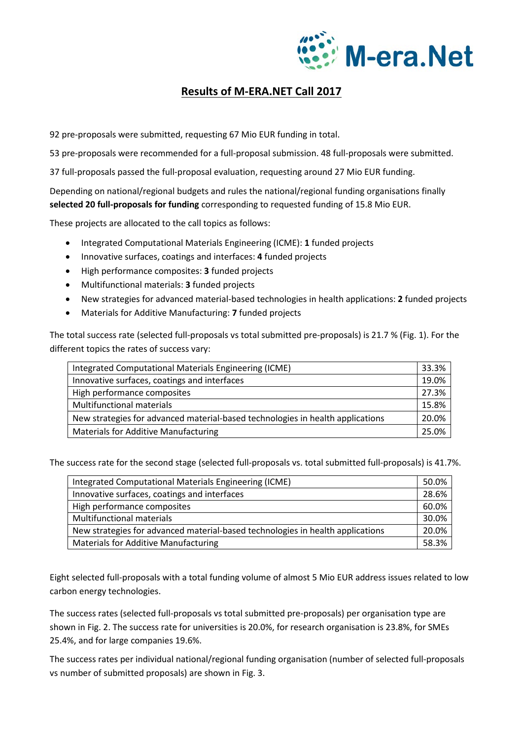# Results of M-ERA.NET Call 2017

92 pre-proposals were submitted, requesting 67 Mio EUR funding in total.

53 pre-proposals were recommended for a full-proposal submission. 48 full-proposals were submitted.

37 full-proposals passed the full-proposal evaluation, requesting around 27 Mio EUR funding.

Depending on national/regional budgets and rules the national/regional funding organisations finally **selected 20 full-proposals for funding** corresponding to requested funding of 15.8 Mio EUR.

These projects are allocated to the call topics as follows:

- Integrated Computational Materials Engineering (ICME): **1** funded projects
- Innovative surfaces, coatings and interfaces: **4** funded projects
- High performance composites: **3** funded projects
- Multifunctional materials: **3** funded projects
- New strategies for advanced material-based technologies in health applications: **2** funded projects
- Materials for Additive Manufacturing: **7** funded projects

The total success rate (selected full-proposals vs total submitted pre-proposals) is 21.7 % (Fig. 1). For the different topics the rates of success vary:

| | |
|---|---|
| Integrated Computational Materials Engineering (ICME) | 33.3% |
| Innovative surfaces, coatings and interfaces | 19.0% |
| High performance composites | 27.3% |
| Multifunctional materials | 15.8% |
| New strategies for advanced material-based technologies in health applications | 20.0% |
| Materials for Additive Manufacturing | 25.0% |

The success rate for the second stage (selected full-proposals vs. total submitted full-proposals) is 41.7%.

| | |
|---|---|
| Integrated Computational Materials Engineering (ICME) | 50.0% |
| Innovative surfaces, coatings and interfaces | 28.6% |
| High performance composites | 60.0% |
| Multifunctional materials | 30.0% |
| New strategies for advanced material-based technologies in health applications | 20.0% |
| Materials for Additive Manufacturing | 58.3% |

Eight selected full-proposals with a total funding volume of almost 5 Mio EUR address issues related to low carbon energy technologies.

The success rates (selected full-proposals vs total submitted pre-proposals) per organisation type are shown in Fig. 2. The success rate for universities is 20.0%, for research organisation is 23.8%, for SMEs 25.4%, and for large companies 19.6%.

The success rates per individual national/regional funding organisation (number of selected full-proposals vs number of submitted proposals) are shown in Fig. 3.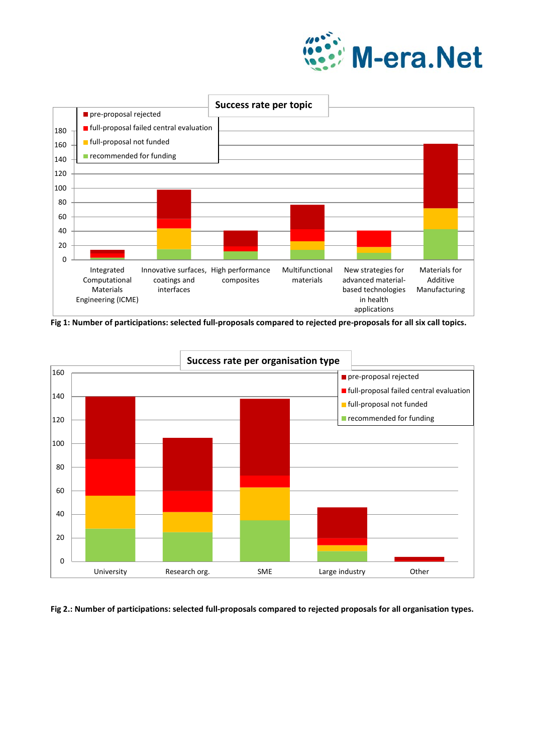Fig 1: Number of participations: selected full-proposals compared to rejected pre-proposals for all six call topics.

Fig 2.: Number of participations: selected full-proposals compared to rejected proposals for all organisation types.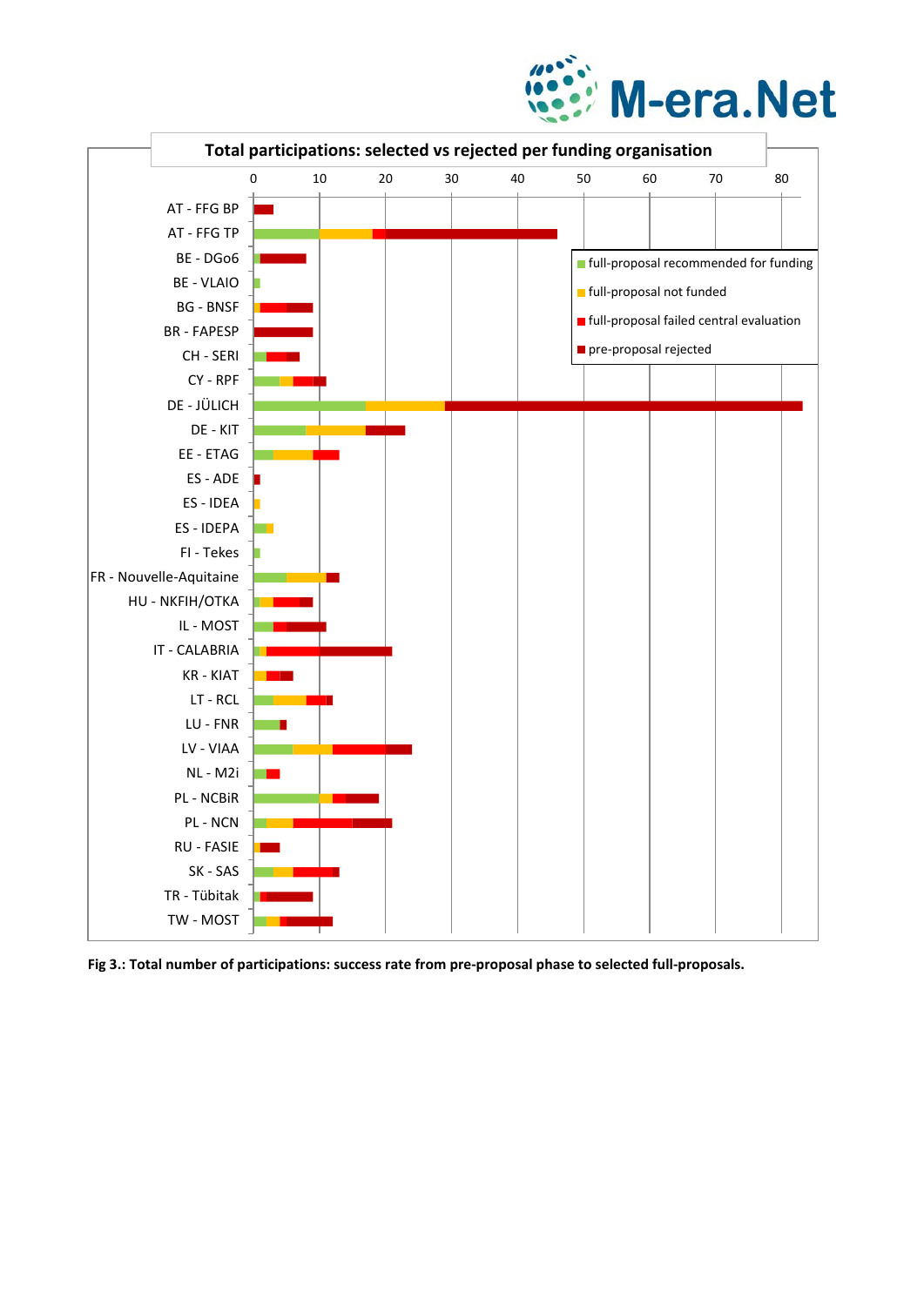**Total participations: selected vs rejected per funding organisation**

Legend: full-proposal recommended for funding; full-proposal not funded; full-proposal failed central evaluation; pre-proposal rejected

Funding organisations: AT - FFG BP, AT - FFG TP, BE - DGo6, BE - VLAIO, BG - BNSF, BR - FAPESP, CH - SERI, CY - RPF, DE - JÜLICH, DE - KIT, EE - ETAG, ES - ADE, ES - IDEA, ES - IDEPA, FI - Tekes, FR - Nouvelle-Aquitaine, HU - NKFIH/OTKA, IL - MOST, IT - CALABRIA, KR - KIAT, LT - RCL, LU - FNR, LV - VIAA, NL - M2i, PL - NCBiR, PL - NCN, RU - FASIE, SK - SAS, TR - Tübitak, TW - MOST

**Fig 3.: Total number of participations: success rate from pre-proposal phase to selected full-proposals.**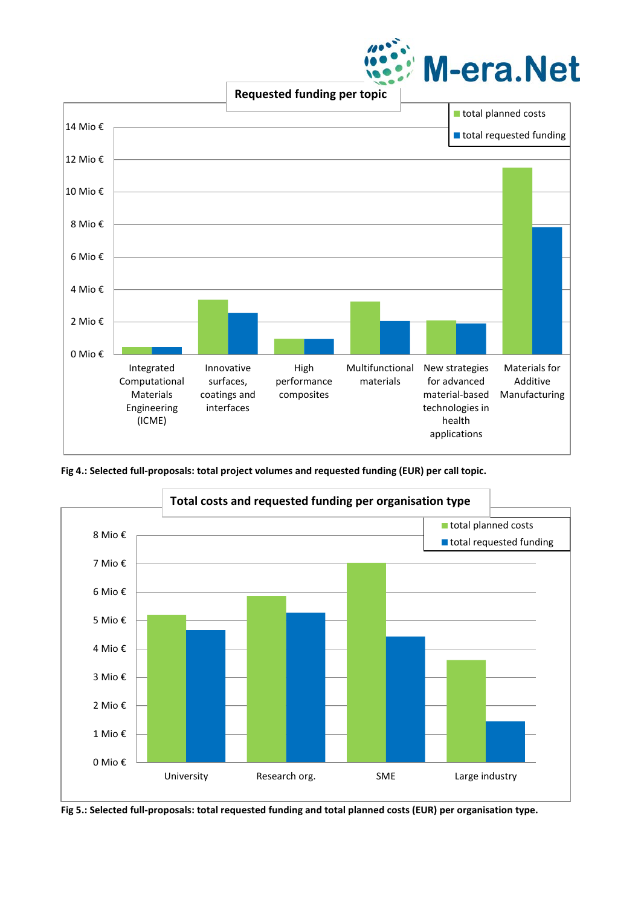Fig 4.: Selected full-proposals: total project volumes and requested funding (EUR) per call topic.

Fig 5.: Selected full-proposals: total requested funding and total planned costs (EUR) per organisation type.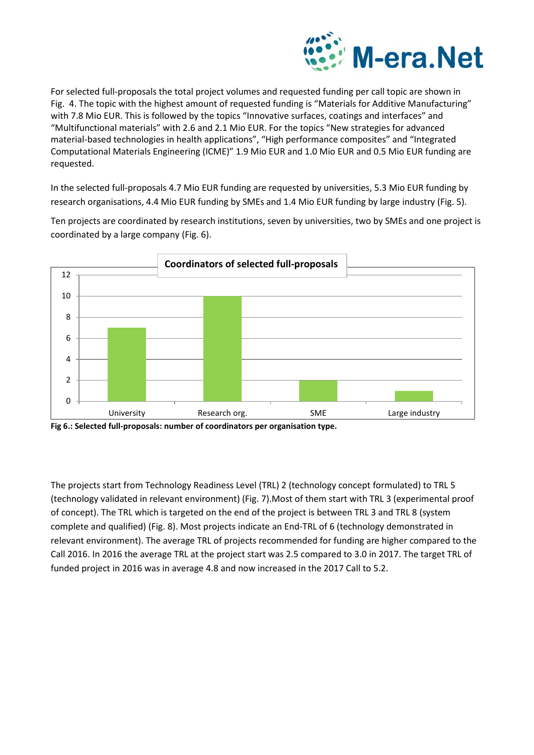For selected full-proposals the total project volumes and requested funding per call topic are shown in Fig. 4. The topic with the highest amount of requested funding is "Materials for Additive Manufacturing" with 7.8 Mio EUR. This is followed by the topics "Innovative surfaces, coatings and interfaces" and "Multifunctional materials" with 2.6 and 2.1 Mio EUR. For the topics "New strategies for advanced material-based technologies in health applications", "High performance composites" and "Integrated Computational Materials Engineering (ICME)" 1.9 Mio EUR and 1.0 Mio EUR and 0.5 Mio EUR funding are requested.

In the selected full-proposals 4.7 Mio EUR funding are requested by universities, 5.3 Mio EUR funding by research organisations, 4.4 Mio EUR funding by SMEs and 1.4 Mio EUR funding by large industry (Fig. 5).

Ten projects are coordinated by research institutions, seven by universities, two by SMEs and one project is coordinated by a large company (Fig. 6).

**Coordinators of selected full-proposals**

| University | Research org. | SME | Large industry |
|---|---|---|---|
| 7 | 10 | 2 | 1 |

**Fig 6.: Selected full-proposals: number of coordinators per organisation type.**

The projects start from Technology Readiness Level (TRL) 2 (technology concept formulated) to TRL 5 (technology validated in relevant environment) (Fig. 7).Most of them start with TRL 3 (experimental proof of concept). The TRL which is targeted on the end of the project is between TRL 3 and TRL 8 (system complete and qualified) (Fig. 8). Most projects indicate an End-TRL of 6 (technology demonstrated in relevant environment). The average TRL of projects recommended for funding are higher compared to the Call 2016. In 2016 the average TRL at the project start was 2.5 compared to 3.0 in 2017. The target TRL of funded project in 2016 was in average 4.8 and now increased in the 2017 Call to 5.2.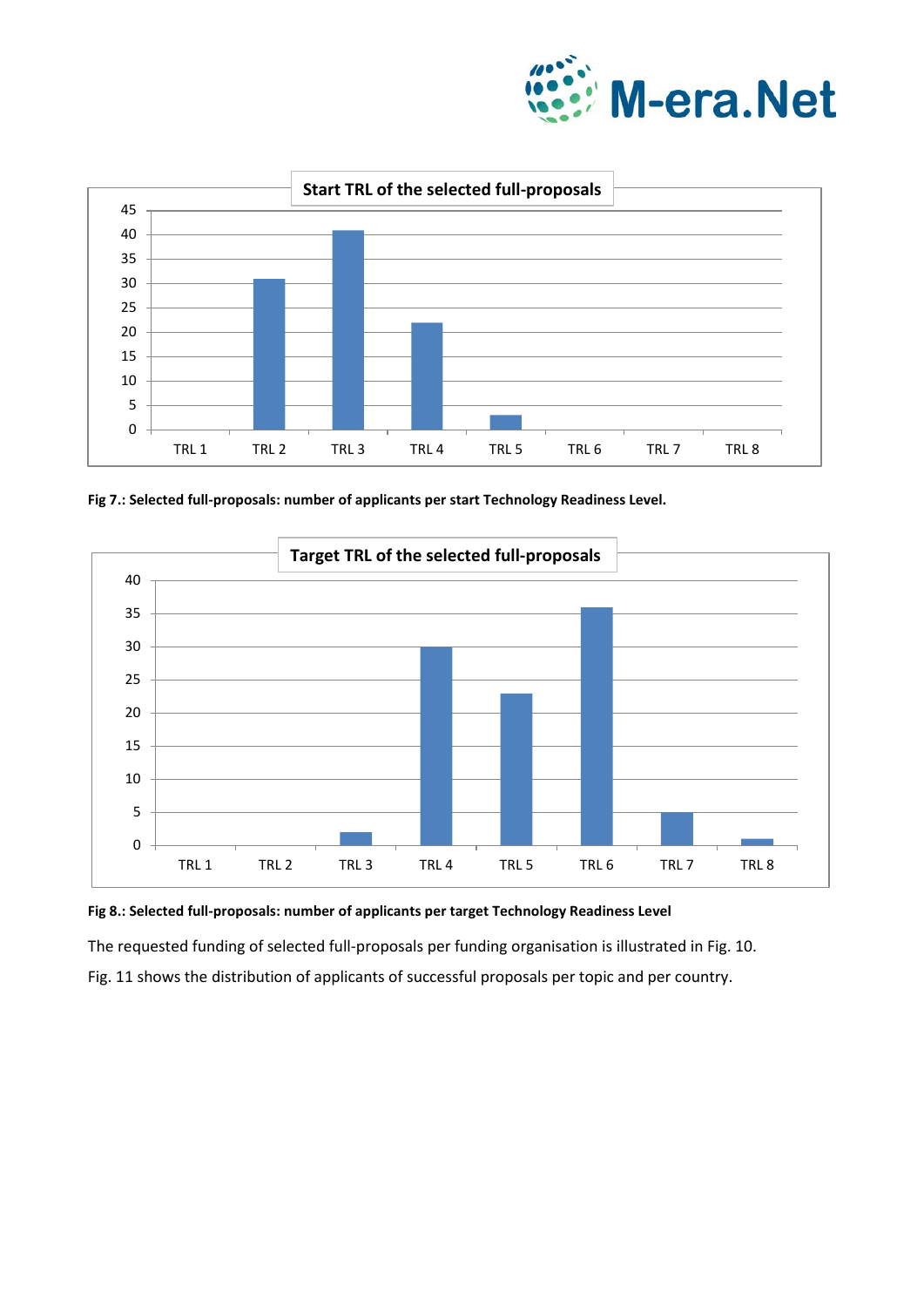**Fig 7.: Selected full-proposals: number of applicants per start Technology Readiness Level.**

**Fig 8.: Selected full-proposals: number of applicants per target Technology Readiness Level**

The requested funding of selected full-proposals per funding organisation is illustrated in Fig. 10.

Fig. 11 shows the distribution of applicants of successful proposals per topic and per country.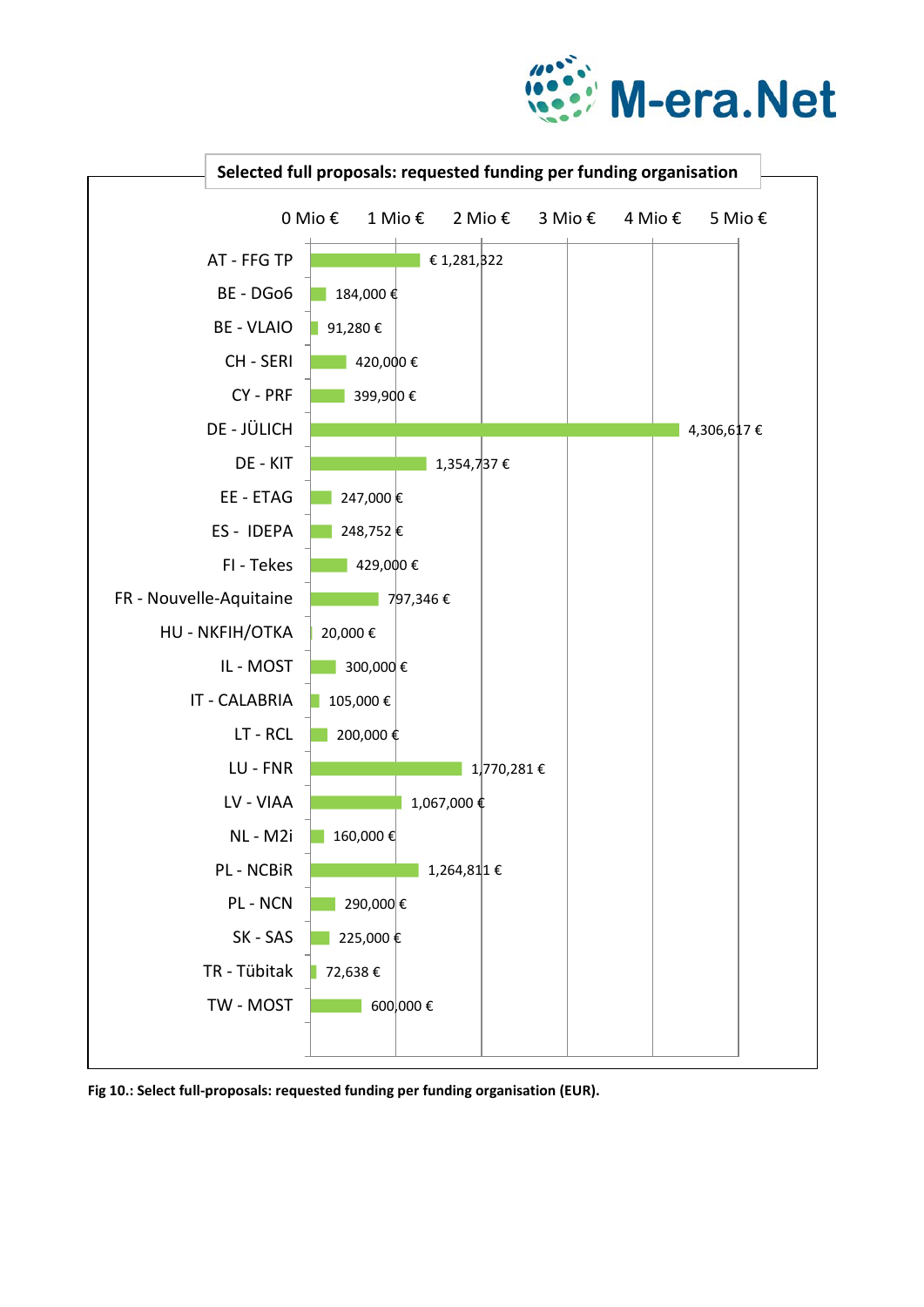**Selected full proposals: requested funding per funding organisation**

| Funding organisation | Requested funding |
| --- | --- |
| AT - FFG TP | € 1,281,322 |
| BE - DGo6 | 184,000 € |
| BE - VLAIO | 91,280 € |
| CH - SERI | 420,000 € |
| CY - PRF | 399,900 € |
| DE - JÜLICH | 4,306,617 € |
| DE - KIT | 1,354,737 € |
| EE - ETAG | 247,000 € |
| ES - IDEPA | 248,752 € |
| FI - Tekes | 429,000 € |
| FR - Nouvelle-Aquitaine | 797,346 € |
| HU - NKFIH/OTKA | 20,000 € |
| IL - MOST | 300,000 € |
| IT - CALABRIA | 105,000 € |
| LT - RCL | 200,000 € |
| LU - FNR | 1,770,281 € |
| LV - VIAA | 1,067,000 € |
| NL - M2i | 160,000 € |
| PL - NCBiR | 1,264,811 € |
| PL - NCN | 290,000 € |
| SK - SAS | 225,000 € |
| TR - Tübitak | 72,638 € |
| TW - MOST | 600,000 € |

**Fig 10.: Select full-proposals: requested funding per funding organisation (EUR).**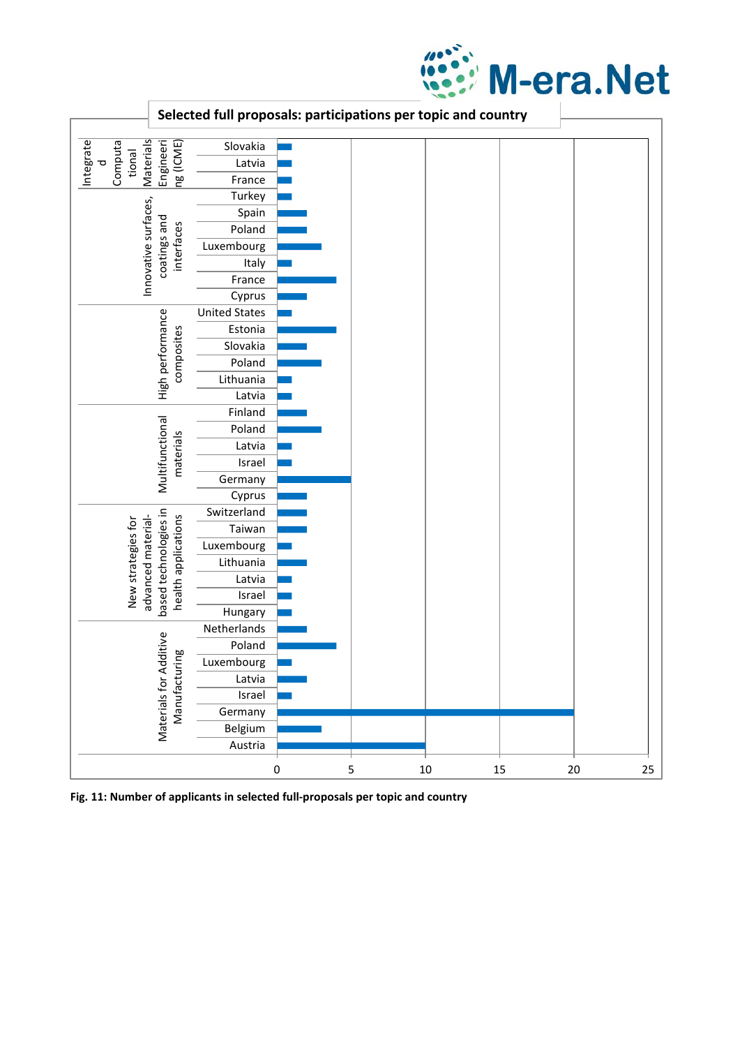M-era.Net

Selected full proposals: participations per topic and country

Integrated Computational Materials Engineering (ICME)
Slovakia
Latvia
France

Innovative surfaces, coatings and interfaces
Turkey
Spain
Poland
Luxembourg
Italy
France
Cyprus

High performance composites
United States
Estonia
Slovakia
Poland
Lithuania
Latvia

Multifunctional materials
Finland
Poland
Latvia
Israel
Germany
Cyprus

New strategies for advanced material-based technologies in health applications
Switzerland
Taiwan
Luxembourg
Lithuania
Latvia
Israel
Hungary

Materials for Additive Manufacturing
Netherlands
Poland
Luxembourg
Latvia
Israel
Germany
Belgium
Austria

0 5 10 15 20 25

**Fig. 11: Number of applicants in selected full-proposals per topic and country**